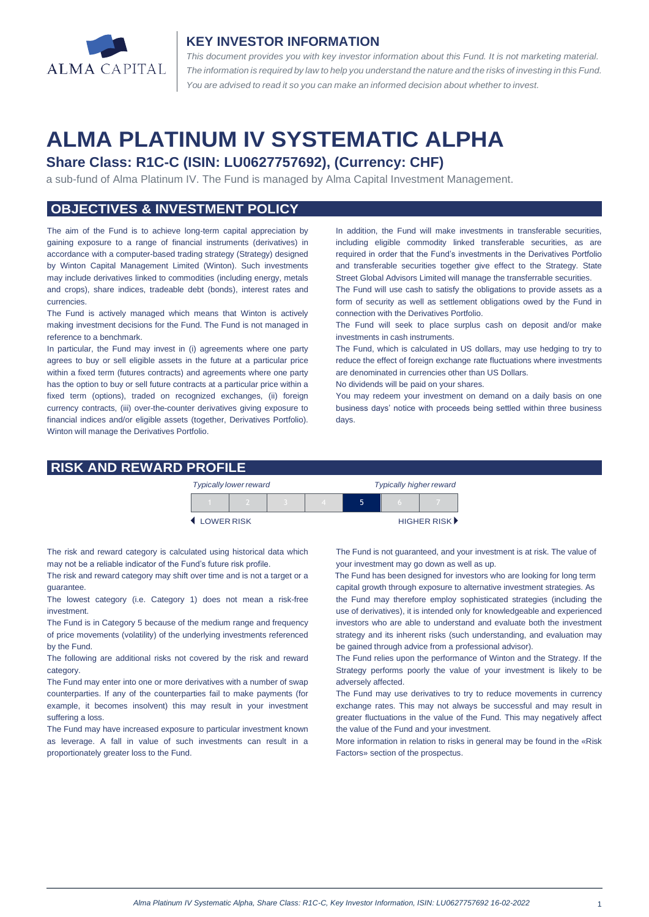ALMA CAPITAL

## KEY INVESTOR INFORMATION

*This document provides you with key investor information about this Fund. It is not marketing material. The information is required by law to help you understand the nature and the risks of investing in this Fund. You are advised to read it so you can make an informed decision about whether to invest.*

# ALMA PLATINUM IV SYSTEMATIC ALPHA

### Share Class: R1C-C (ISIN: LU0627757692), (Currency: CHF)

a sub-fund of Alma Platinum IV. The Fund is managed by Alma Capital Investment Management.

## OBJECTIVES & INVESTMENT POLICY

The aim of the Fund is to achieve long-term capital appreciation by gaining exposure to a range of financial instruments (derivatives) in accordance with a computer-based trading strategy (Strategy) designed by Winton Capital Management Limited (Winton). Such investments may include derivatives linked to commodities (including energy, metals and crops), share indices, tradeable debt (bonds), interest rates and currencies.

The Fund is actively managed which means that Winton is actively making investment decisions for the Fund. The Fund is not managed in reference to a benchmark.

In particular, the Fund may invest in (i) agreements where one party agrees to buy or sell eligible assets in the future at a particular price within a fixed term (futures contracts) and agreements where one party has the option to buy or sell future contracts at a particular price within a fixed term (options), traded on recognized exchanges, (ii) foreign currency contracts, (iii) over-the-counter derivatives giving exposure to financial indices and/or eligible assets (together, Derivatives Portfolio). Winton will manage the Derivatives Portfolio.

In addition, the Fund will make investments in transferable securities, including eligible commodity linked transferable securities, as are required in order that the Fund's investments in the Derivatives Portfolio and transferable securities together give effect to the Strategy. State Street Global Advisors Limited will manage the transferable securities.

The Fund will use cash to satisfy the obligations to provide assets as a form of security as well as settlement obligations owed by the Fund in connection with the Derivatives Portfolio.

The Fund will seek to place surplus cash on deposit and/or make investments in cash instruments.

The Fund, which is calculated in US dollars, may use hedging to try to reduce the effect of foreign exchange rate fluctuations where investments are denominated in currencies other than US Dollars.

No dividends will be paid on your shares.

You may redeem your investment on demand on a daily basis on one business days' notice with proceeds being settled within three business days.

## RISK AND REWARD PROFILE

| *Typically lower reward* | | | | | | *Typically higher reward* |
|---|---|---|---|---|---|---|
| 1 | 2 | 3 | 4 | **5** | 6 | 7 |
| ◀ LOWER RISK | | | | | | HIGHER RISK ▶ |

The risk and reward category is calculated using historical data which may not be a reliable indicator of the Fund's future risk profile.

The risk and reward category may shift over time and is not a target or a guarantee.

The lowest category (i.e. Category 1) does not mean a risk-free investment.

The Fund is in Category 5 because of the medium range and frequency of price movements (volatility) of the underlying investments referenced by the Fund.

The following are additional risks not covered by the risk and reward category.

The Fund may enter into one or more derivatives with a number of swap counterparties. If any of the counterparties fail to make payments (for example, it becomes insolvent) this may result in your investment suffering a loss.

The Fund may have increased exposure to particular investment known as leverage. A fall in value of such investments can result in a proportionately greater loss to the Fund.

The Fund is not guaranteed, and your investment is at risk. The value of your investment may go down as well as up.

The Fund has been designed for investors who are looking for long term capital growth through exposure to alternative investment strategies. As the Fund may therefore employ sophisticated strategies (including the use of derivatives), it is intended only for knowledgeable and experienced investors who are able to understand and evaluate both the investment strategy and its inherent risks (such understanding, and evaluation may be gained through advice from a professional advisor).

The Fund relies upon the performance of Winton and the Strategy. If the Strategy performs poorly the value of your investment is likely to be adversely affected.

The Fund may use derivatives to try to reduce movements in currency exchange rates. This may not always be successful and may result in greater fluctuations in the value of the Fund. This may negatively affect the value of the Fund and your investment.

More information in relation to risks in general may be found in the «Risk Factors» section of the prospectus.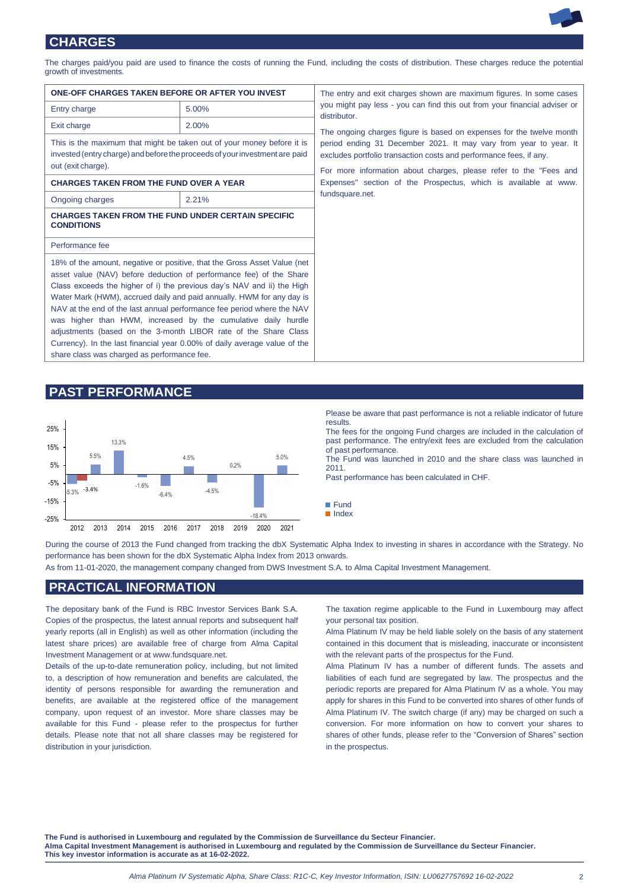## CHARGES

The charges paid/you paid are used to finance the costs of running the Fund, including the costs of distribution. These charges reduce the potential growth of investments.

| ONE-OFF CHARGES TAKEN BEFORE OR AFTER YOU INVEST | |
|---|---|
| Entry charge | 5.00% |
| Exit charge | 2.00% |
| This is the maximum that might be taken out of your money before it is invested (entry charge) and before the proceeds of your investment are paid out (exit charge). | |
| **CHARGES TAKEN FROM THE FUND OVER A YEAR** | |
| Ongoing charges | 2.21% |
| **CHARGES TAKEN FROM THE FUND UNDER CERTAIN SPECIFIC CONDITIONS** | |
| Performance fee | |
| 18% of the amount, negative or positive, that the Gross Asset Value (net asset value (NAV) before deduction of performance fee) of the Share Class exceeds the higher of i) the previous day's NAV and ii) the High Water Mark (HWM), accrued daily and paid annually. HWM for any day is NAV at the end of the last annual performance fee period where the NAV was higher than HWM, increased by the cumulative daily hurdle adjustments (based on the 3-month LIBOR rate of the Share Class Currency). In the last financial year 0.00% of daily average value of the share class was charged as performance fee. | |

The entry and exit charges shown are maximum figures. In some cases you might pay less - you can find this out from your financial adviser or distributor.

The ongoing charges figure is based on expenses for the twelve month period ending 31 December 2021. It may vary from year to year. It excludes portfolio transaction costs and performance fees, if any.

For more information about charges, please refer to the "Fees and Expenses" section of the Prospectus, which is available at www.fundsquare.net.

## PAST PERFORMANCE

25%
15%
5%
-5%
-15%
-25%

-5.3% -3.4% 5.5% 13.3% -1.6% -6.4% 4.5% -4.5% 0.2% -18.4% 5.0%

2012 2013 2014 2015 2016 2017 2018 2019 2020 2021

Fund
Index

Please be aware that past performance is not a reliable indicator of future results.
The fees for the ongoing Fund charges are included in the calculation of past performance. The entry/exit fees are excluded from the calculation of past performance.
The Fund was launched in 2010 and the share class was launched in 2011.
Past performance has been calculated in CHF.

During the course of 2013 the Fund changed from tracking the dbX Systematic Alpha Index to investing in shares in accordance with the Strategy. No performance has been shown for the dbX Systematic Alpha Index from 2013 onwards.
As from 11-01-2020, the management company changed from DWS Investment S.A. to Alma Capital Investment Management.

## PRACTICAL INFORMATION

The depositary bank of the Fund is RBC Investor Services Bank S.A. Copies of the prospectus, the latest annual reports and subsequent half yearly reports (all in English) as well as other information (including the latest share prices) are available free of charge from Alma Capital Investment Management or at www.fundsquare.net.
Details of the up-to-date remuneration policy, including, but not limited to, a description of how remuneration and benefits are calculated, the identity of persons responsible for awarding the remuneration and benefits, are available at the registered office of the management company, upon request of an investor. More share classes may be available for this Fund - please refer to the prospectus for further details. Please note that not all share classes may be registered for distribution in your jurisdiction.

The taxation regime applicable to the Fund in Luxembourg may affect your personal tax position.
Alma Platinum IV may be held liable solely on the basis of any statement contained in this document that is misleading, inaccurate or inconsistent with the relevant parts of the prospectus for the Fund.
Alma Platinum IV has a number of different funds. The assets and liabilities of each fund are segregated by law. The prospectus and the periodic reports are prepared for Alma Platinum IV as a whole. You may apply for shares in this Fund to be converted into shares of other funds of Alma Platinum IV. The switch charge (if any) may be charged on such a conversion. For more information on how to convert your shares to shares of other funds, please refer to the "Conversion of Shares" section in the prospectus.

**The Fund is authorised in Luxembourg and regulated by the Commission de Surveillance du Secteur Financier.**
**Alma Capital Investment Management is authorised in Luxembourg and regulated by the Commission de Surveillance du Secteur Financier.**
**This key investor information is accurate as at 16-02-2022.**